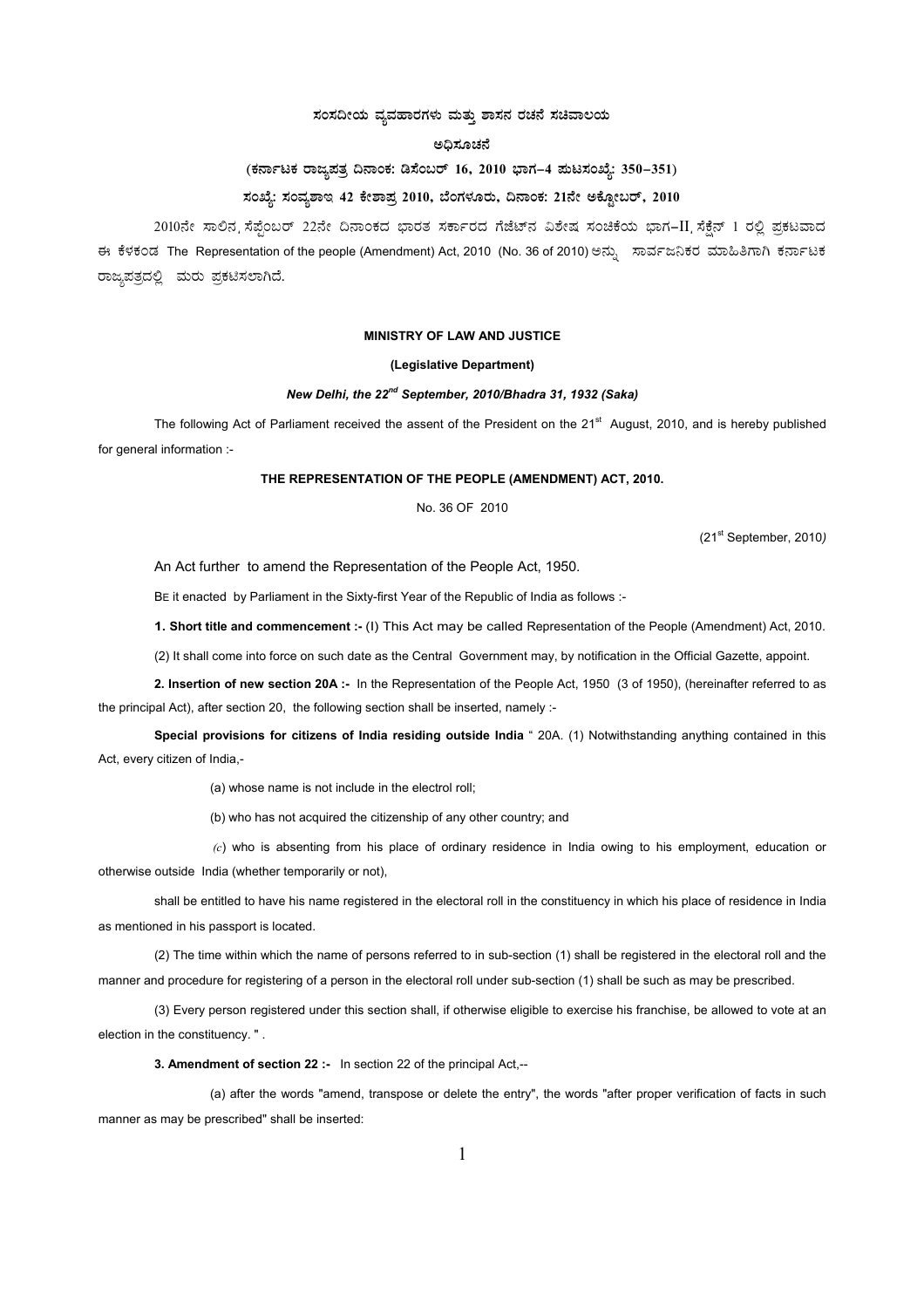# ಸಂಸದೀಯ ವ್ಯವಹಾರಗಳು ಮತ್ತು ಶಾಸನ ರಚನೆ ಸಚಿವಾಲಯ

## ಅಧಿಸೂಚನೆ

**(ಕರ್ನಾಟಕ ರಾಜ್ಯಪತ್ರ ದಿನಾಂಕ: ಡಿಸೆಂಬರ್ 16, 2010 ಭಾಗ–4 ಪುಟಸಂಖ್ಯೆ: 350–351)**

**ಸಂಖ್ಯೆ: ಸಂವ್ಯಶಾಇ 42 ಕೇಶಾಪ್ರ 2010, ಬೆಂಗಳೂರು, ದಿನಾಂಕ: 21ನೇ ಅಕ್ಟೋಬರ್, 2010**

2010ನೇ ಸಾಲಿನ ಸೆಪ್ಟೆಂಬರ್ 22ನೇ ದಿನಾಂಕದ ಭಾರತ ಸರ್ಕಾರದ ಗೆಜೆಟ್‌ನ ವಿಶೇಷ ಸಂಚಿಕೆಯ ಭಾಗ–II ಸೆಕ್ಷನ್ 1 ರಲ್ಲಿ ಪ್ರಕಟವಾದ ಈ ಕೆಳಕಂಡ The Representation of the people (Amendment) Act, 2010 (No. 36 of 2010) ಅನ್ನು ಸಾರ್ವಜನಿಕರ ಮಾಹಿತಿಗಾಗಿ ಕರ್ನಾಟಕ ರಾಜ್ಯಪತ್ರದಲ್ಲಿ ಮರು ಪ್ರಕಟಿಸಲಾಗಿದೆ.

**MINISTRY OF LAW AND JUSTICE**

**(Legislative Department)**

***New Delhi, the 22nd September, 2010/Bhadra 31, 1932 (Saka)***

The following Act of Parliament received the assent of the President on the 21st August, 2010, and is hereby published for general information :-

**THE REPRESENTATION OF THE PEOPLE (AMENDMENT) ACT, 2010.**

No. 36 OF 2010

(21st September, 2010)

An Act further to amend the Representation of the People Act, 1950.

BE it enacted by Parliament in the Sixty-first Year of the Republic of India as follows :-

**1. Short title and commencement :-** (I) This Act may be called Representation of the People (Amendment) Act, 2010.

(2) It shall come into force on such date as the Central Government may, by notification in the Official Gazette, appoint.

**2. Insertion of new section 20A :-** In the Representation of the People Act, 1950 (3 of 1950), (hereinafter referred to as the principal Act), after section 20, the following section shall be inserted, namely :-

**Special provisions for citizens of India residing outside India** " 20A. (1) Notwithstanding anything contained in this Act, every citizen of India,-

(a) whose name is not include in the electrol roll;

(b) who has not acquired the citizenship of any other country; and

*(c)* who is absenting from his place of ordinary residence in India owing to his employment, education or otherwise outside India (whether temporarily or not),

shall be entitled to have his name registered in the electoral roll in the constituency in which his place of residence in India as mentioned in his passport is located.

(2) The time within which the name of persons referred to in sub-section (1) shall be registered in the electoral roll and the manner and procedure for registering of a person in the electoral roll under sub-section (1) shall be such as may be prescribed.

(3) Every person registered under this section shall, if otherwise eligible to exercise his franchise, be allowed to vote at an election in the constituency. " .

**3. Amendment of section 22 :-** In section 22 of the principal Act,--

(a) after the words "amend, transpose or delete the entry", the words "after proper verification of facts in such manner as may be prescribed" shall be inserted: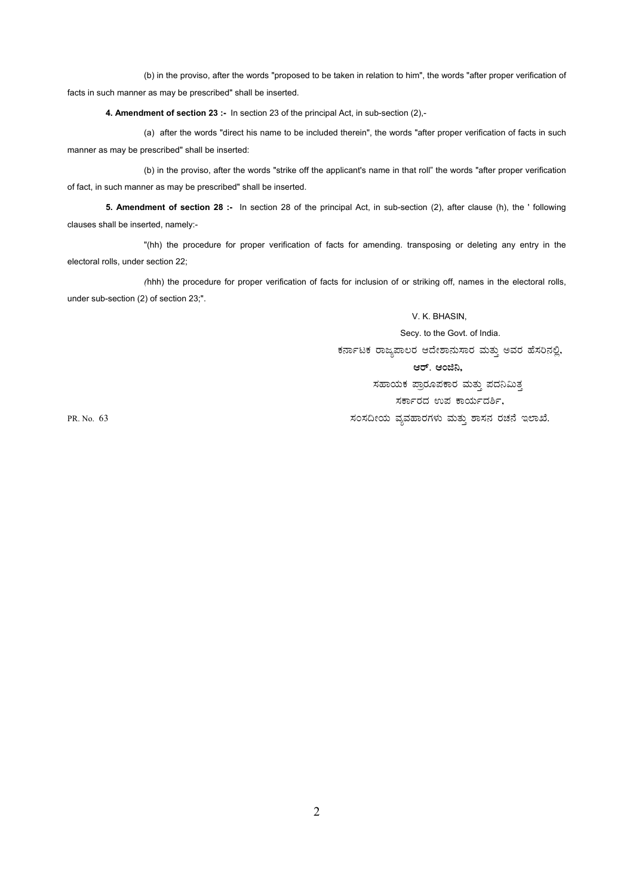(b) in the proviso, after the words "proposed to be taken in relation to him", the words "after proper verification of facts in such manner as may be prescribed" shall be inserted.

**4. Amendment of section 23 :-** In section 23 of the principal Act, in sub-section (2),-

(a) after the words "direct his name to be included therein", the words "after proper verification of facts in such manner as may be prescribed" shall be inserted:

(b) in the proviso, after the words "strike off the applicant's name in that roll" the words "after proper verification of fact, in such manner as may be prescribed" shall be inserted.

**5. Amendment of section 28 :-** In section 28 of the principal Act, in sub-section (2), after clause (h), the ' following clauses shall be inserted, namely:-

"(hh) the procedure for proper verification of facts for amending. transposing or deleting any entry in the electoral rolls, under section 22;

(hhh) the procedure for proper verification of facts for inclusion of or striking off, names in the electoral rolls, under sub-section (2) of section 23;".

V. K. BHASIN,

Secy. to the Govt. of India.

ಕರ್ನಾಟಕ ರಾಜ್ಯಪಾಲರ ಆದೇಶಾನುಸಾರ ಮತ್ತು ಅವರ ಹೆಸರಿನಲ್ಲಿ,

**ಆರ್. ಆಂಜಿನಿ,**

ಸಹಾಯಕ ಪ್ರಾರೂಪಕಾರ ಮತ್ತು ಪದನಿಮಿತ್ತ

ಸರ್ಕಾರದ ಉಪ ಕಾರ್ಯದರ್ಶಿ,

PR. No. 63

ಸಂಸದೀಯ ವ್ಯವಹಾರಗಳು ಮತ್ತು ಶಾಸನ ರಚನೆ ಇಲಾಖೆ.